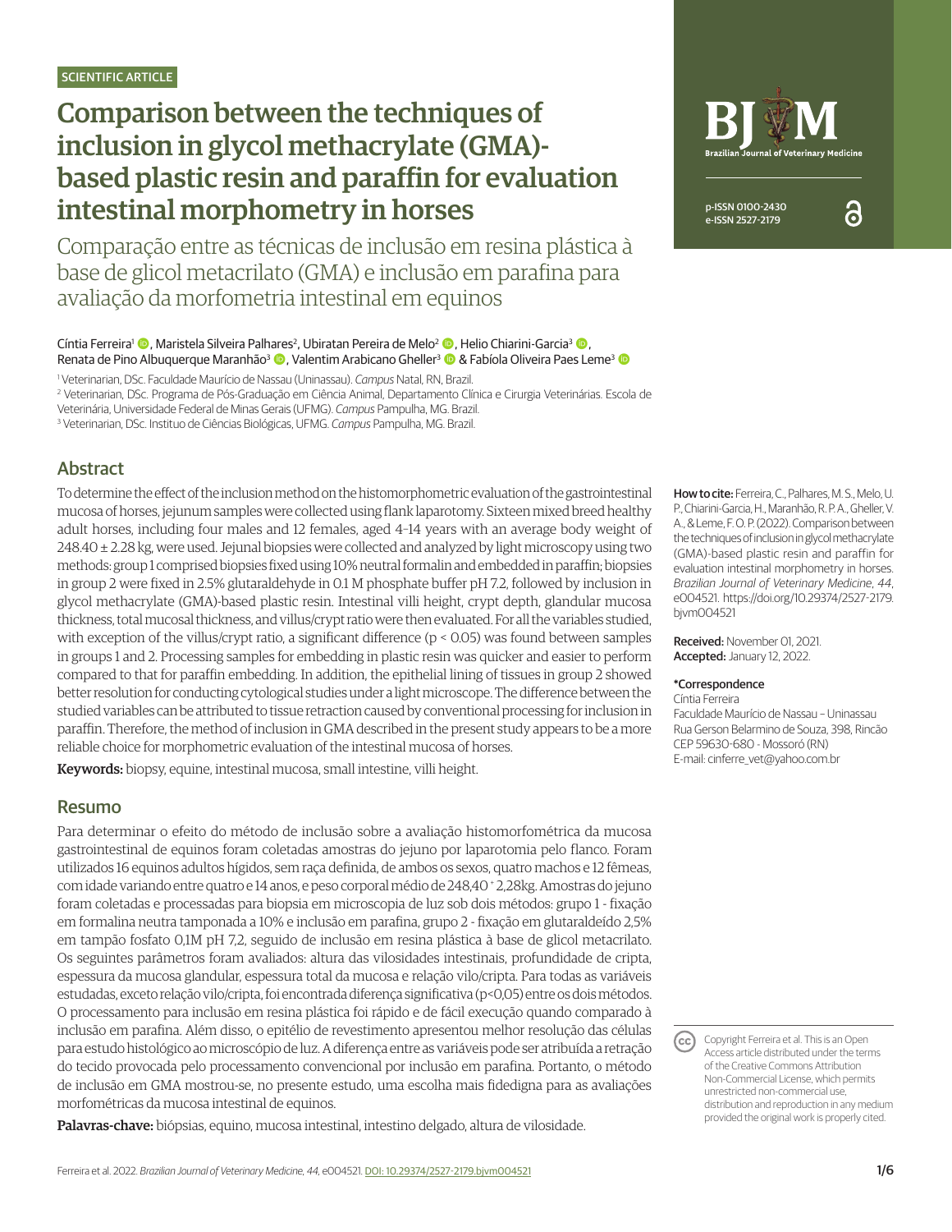SCIENTIFIC ARTICLE

# Comparison between the techniques of inclusion in glycol methacrylate (GMA)-based plastic resin and paraffin for evaluation intestinal morphometry in horses

Comparação entre as técnicas de inclusão em resina plástica à base de glicol metacrilato (GMA) e inclusão em parafina para avaliação da morfometria intestinal em equinos

Cíntia Ferreira[1], Maristela Silveira Palhares[2], Ubiratan Pereira de Melo[2], Helio Chiarini-Garcia[3], Renata de Pino Albuquerque Maranhão[3], Valentim Arabicano Gheller[3] & Fabíola Oliveira Paes Leme[3]

[1] Veterinarian, DSc. Faculdade Maurício de Nassau (Uninassau). *Campus* Natal, RN, Brazil.
[2] Veterinarian, DSc. Programa de Pós-Graduação em Ciência Animal, Departamento Clínica e Cirurgia Veterinárias. Escola de Veterinária, Universidade Federal de Minas Gerais (UFMG). *Campus* Pampulha, MG. Brazil.
[3] Veterinarian, DSc. Instituo de Ciências Biológicas, UFMG. *Campus* Pampulha, MG. Brazil.

BJVM – Brazilian Journal of Veterinary Medicine
p-ISSN 0100-2430
e-ISSN 2527-2179

## Abstract

To determine the effect of the inclusion method on the histomorphometric evaluation of the gastrointestinal mucosa of horses, jejunum samples were collected using flank laparotomy. Sixteen mixed breed healthy adult horses, including four males and 12 females, aged 4–14 years with an average body weight of 248.40 ± 2.28 kg, were used. Jejunal biopsies were collected and analyzed by light microscopy using two methods: group 1 comprised biopsies fixed using 10% neutral formalin and embedded in paraffin; biopsies in group 2 were fixed in 2.5% glutaraldehyde in 0.1 M phosphate buffer pH 7.2, followed by inclusion in glycol methacrylate (GMA)-based plastic resin. Intestinal villi height, crypt depth, glandular mucosa thickness, total mucosal thickness, and villus/crypt ratio were then evaluated. For all the variables studied, with exception of the villus/crypt ratio, a significant difference ($p < 0.05$) was found between samples in groups 1 and 2. Processing samples for embedding in plastic resin was quicker and easier to perform compared to that for paraffin embedding. In addition, the epithelial lining of tissues in group 2 showed better resolution for conducting cytological studies under a light microscope. The difference between the studied variables can be attributed to tissue retraction caused by conventional processing for inclusion in paraffin. Therefore, the method of inclusion in GMA described in the present study appears to be a more reliable choice for morphometric evaluation of the intestinal mucosa of horses.

**Keywords:** biopsy, equine, intestinal mucosa, small intestine, villi height.

## Resumo

Para determinar o efeito do método de inclusão sobre a avaliação histomorfométrica da mucosa gastrointestinal de equinos foram coletadas amostras do jejuno por laparotomia pelo flanco. Foram utilizados 16 equinos adultos hígidos, sem raça definida, de ambos os sexos, quatro machos e 12 fêmeas, com idade variando entre quatro e 14 anos, e peso corporal médio de 248,40 + 2,28kg. Amostras do jejuno foram coletadas e processadas para biopsia em microscopia de luz sob dois métodos: grupo 1 - fixação em formalina neutra tamponada a 10% e inclusão em parafina, grupo 2 - fixação em glutaraldeído 2,5% em tampão fosfato 0,1M pH 7,2, seguido de inclusão em resina plástica à base de glicol metacrilato. Os seguintes parâmetros foram avaliados: altura das vilosidades intestinais, profundidade de cripta, espessura da mucosa glandular, espessura total da mucosa e relação vilo/cripta. Para todas as variáveis estudadas, exceto relação vilo/cripta, foi encontrada diferença significativa ($p<0,05$) entre os dois métodos. O processamento para inclusão em resina plástica foi rápido e de fácil execução quando comparado à inclusão em parafina. Além disso, o epitélio de revestimento apresentou melhor resolução das células para estudo histológico ao microscópio de luz. A diferença entre as variáveis pode ser atribuída a retração do tecido provocada pelo processamento convencional por inclusão em parafina. Portanto, o método de inclusão em GMA mostrou-se, no presente estudo, uma escolha mais fidedigna para as avaliações morfométricas da mucosa intestinal de equinos.

**Palavras-chave:** biópsias, equino, mucosa intestinal, intestino delgado, altura de vilosidade.

**How to cite:** Ferreira, C., Palhares, M. S., Melo, U. P., Chiarini-Garcia, H., Maranhão, R. P. A., Gheller, V. A., & Leme, F. O. P. (2022). Comparison between the techniques of inclusion in glycol methacrylate (GMA)-based plastic resin and paraffin for evaluation intestinal morphometry in horses. *Brazilian Journal of Veterinary Medicine*, *44*, e004521. https://doi.org/10.29374/2527-2179.bjvm004521

**Received:** November 01, 2021.
**Accepted:** January 12, 2022.

**\*Correspondence**
Cíntia Ferreira
Faculdade Maurício de Nassau – Uninassau
Rua Gerson Belarmino de Souza, 398, Rincão
CEP 59630-680 - Mossoró (RN)
E-mail: cinferre_vet@yahoo.com.br

Copyright Ferreira et al. This is an Open Access article distributed under the terms of the Creative Commons Attribution Non-Commercial License, which permits unrestricted non-commercial use, distribution and reproduction in any medium provided the original work is properly cited.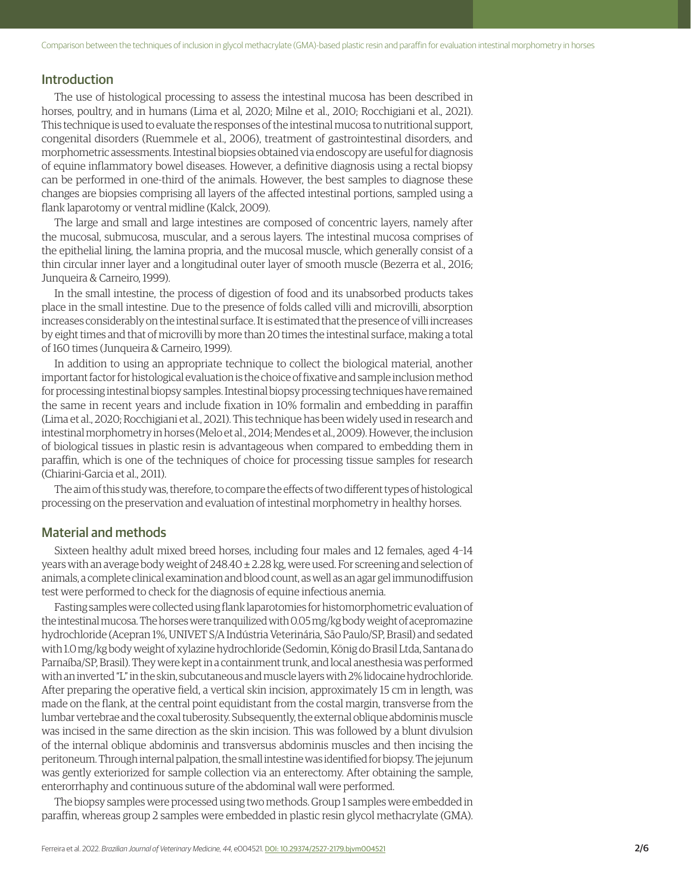## Introduction

The use of histological processing to assess the intestinal mucosa has been described in horses, poultry, and in humans (Lima et al, 2020; Milne et al., 2010; Rocchigiani et al., 2021). This technique is used to evaluate the responses of the intestinal mucosa to nutritional support, congenital disorders (Ruemmele et al., 2006), treatment of gastrointestinal disorders, and morphometric assessments. Intestinal biopsies obtained via endoscopy are useful for diagnosis of equine inflammatory bowel diseases. However, a definitive diagnosis using a rectal biopsy can be performed in one-third of the animals. However, the best samples to diagnose these changes are biopsies comprising all layers of the affected intestinal portions, sampled using a flank laparotomy or ventral midline (Kalck, 2009).

The large and small and large intestines are composed of concentric layers, namely after the mucosal, submucosa, muscular, and a serous layers. The intestinal mucosa comprises of the epithelial lining, the lamina propria, and the mucosal muscle, which generally consist of a thin circular inner layer and a longitudinal outer layer of smooth muscle (Bezerra et al., 2016; Junqueira & Carneiro, 1999).

In the small intestine, the process of digestion of food and its unabsorbed products takes place in the small intestine. Due to the presence of folds called villi and microvilli, absorption increases considerably on the intestinal surface. It is estimated that the presence of villi increases by eight times and that of microvilli by more than 20 times the intestinal surface, making a total of 160 times (Junqueira & Carneiro, 1999).

In addition to using an appropriate technique to collect the biological material, another important factor for histological evaluation is the choice of fixative and sample inclusion method for processing intestinal biopsy samples. Intestinal biopsy processing techniques have remained the same in recent years and include fixation in 10% formalin and embedding in paraffin (Lima et al., 2020; Rocchigiani et al., 2021). This technique has been widely used in research and intestinal morphometry in horses (Melo et al., 2014; Mendes et al., 2009). However, the inclusion of biological tissues in plastic resin is advantageous when compared to embedding them in paraffin, which is one of the techniques of choice for processing tissue samples for research (Chiarini-Garcia et al., 2011).

The aim of this study was, therefore, to compare the effects of two different types of histological processing on the preservation and evaluation of intestinal morphometry in healthy horses.

## Material and methods

Sixteen healthy adult mixed breed horses, including four males and 12 females, aged 4–14 years with an average body weight of 248.40 ± 2.28 kg, were used. For screening and selection of animals, a complete clinical examination and blood count, as well as an agar gel immunodiffusion test were performed to check for the diagnosis of equine infectious anemia.

Fasting samples were collected using flank laparotomies for histomorphometric evaluation of the intestinal mucosa. The horses were tranquilized with 0.05 mg/kg body weight of acepromazine hydrochloride (Acepran 1%, UNIVET S/A Indústria Veterinária, São Paulo/SP, Brasil) and sedated with 1.0 mg/kg body weight of xylazine hydrochloride (Sedomin, König do Brasil Ltda, Santana do Parnaíba/SP, Brasil). They were kept in a containment trunk, and local anesthesia was performed with an inverted "L" in the skin, subcutaneous and muscle layers with 2% lidocaine hydrochloride. After preparing the operative field, a vertical skin incision, approximately 15 cm in length, was made on the flank, at the central point equidistant from the costal margin, transverse from the lumbar vertebrae and the coxal tuberosity. Subsequently, the external oblique abdominis muscle was incised in the same direction as the skin incision. This was followed by a blunt divulsion of the internal oblique abdominis and transversus abdominis muscles and then incising the peritoneum. Through internal palpation, the small intestine was identified for biopsy. The jejunum was gently exteriorized for sample collection via an enterectomy. After obtaining the sample, enterorrhaphy and continuous suture of the abdominal wall were performed.

The biopsy samples were processed using two methods. Group 1 samples were embedded in paraffin, whereas group 2 samples were embedded in plastic resin glycol methacrylate (GMA).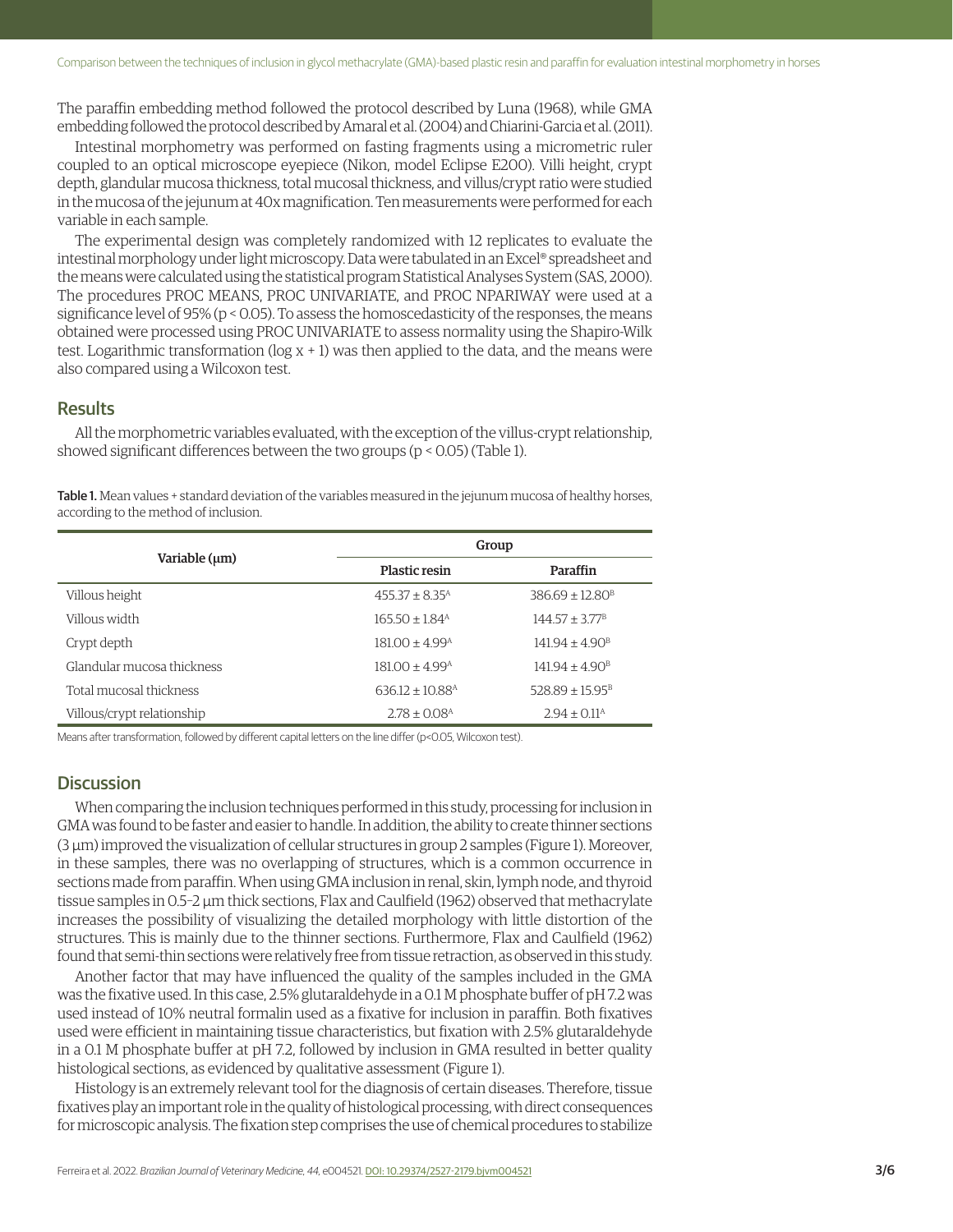The paraffin embedding method followed the protocol described by Luna (1968), while GMA embedding followed the protocol described by Amaral et al. (2004) and Chiarini-Garcia et al. (2011).

Intestinal morphometry was performed on fasting fragments using a micrometric ruler coupled to an optical microscope eyepiece (Nikon, model Eclipse E200). Villi height, crypt depth, glandular mucosa thickness, total mucosal thickness, and villus/crypt ratio were studied in the mucosa of the jejunum at 40x magnification. Ten measurements were performed for each variable in each sample.

The experimental design was completely randomized with 12 replicates to evaluate the intestinal morphology under light microscopy. Data were tabulated in an Excel® spreadsheet and the means were calculated using the statistical program Statistical Analyses System (SAS, 2000). The procedures PROC MEANS, PROC UNIVARIATE, and PROC NPARIWAY were used at a significance level of 95% ($p < 0.05$). To assess the homoscedasticity of the responses, the means obtained were processed using PROC UNIVARIATE to assess normality using the Shapiro-Wilk test. Logarithmic transformation ($\log x + 1$) was then applied to the data, and the means were also compared using a Wilcoxon test.

## Results

All the morphometric variables evaluated, with the exception of the villus-crypt relationship, showed significant differences between the two groups ($p < 0.05$) (Table 1).

**Table 1.** Mean values + standard deviation of the variables measured in the jejunum mucosa of healthy horses, according to the method of inclusion.

| Variable (μm) | Group | |
|---|---|---|
| | **Plastic resin** | **Paraffin** |
| Villous height | $455.37 \pm 8.35^{A}$ | $386.69 \pm 12.80^{B}$ |
| Villous width | $165.50 \pm 1.84^{A}$ | $144.57 \pm 3.77^{B}$ |
| Crypt depth | $181.00 \pm 4.99^{A}$ | $141.94 \pm 4.90^{B}$ |
| Glandular mucosa thickness | $181.00 \pm 4.99^{A}$ | $141.94 \pm 4.90^{B}$ |
| Total mucosal thickness | $636.12 \pm 10.88^{A}$ | $528.89 \pm 15.95^{B}$ |
| Villous/crypt relationship | $2.78 \pm 0.08^{A}$ | $2.94 \pm 0.11^{A}$ |

Means after transformation, followed by different capital letters on the line differ ($p<0.05$, Wilcoxon test).

## Discussion

When comparing the inclusion techniques performed in this study, processing for inclusion in GMA was found to be faster and easier to handle. In addition, the ability to create thinner sections (3 μm) improved the visualization of cellular structures in group 2 samples (Figure 1). Moreover, in these samples, there was no overlapping of structures, which is a common occurrence in sections made from paraffin. When using GMA inclusion in renal, skin, lymph node, and thyroid tissue samples in 0.5–2 μm thick sections, Flax and Caulfield (1962) observed that methacrylate increases the possibility of visualizing the detailed morphology with little distortion of the structures. This is mainly due to the thinner sections. Furthermore, Flax and Caulfield (1962) found that semi-thin sections were relatively free from tissue retraction, as observed in this study.

Another factor that may have influenced the quality of the samples included in the GMA was the fixative used. In this case, 2.5% glutaraldehyde in a 0.1 M phosphate buffer of pH 7.2 was used instead of 10% neutral formalin used as a fixative for inclusion in paraffin. Both fixatives used were efficient in maintaining tissue characteristics, but fixation with 2.5% glutaraldehyde in a 0.1 M phosphate buffer at pH 7.2, followed by inclusion in GMA resulted in better quality histological sections, as evidenced by qualitative assessment (Figure 1).

Histology is an extremely relevant tool for the diagnosis of certain diseases. Therefore, tissue fixatives play an important role in the quality of histological processing, with direct consequences for microscopic analysis. The fixation step comprises the use of chemical procedures to stabilize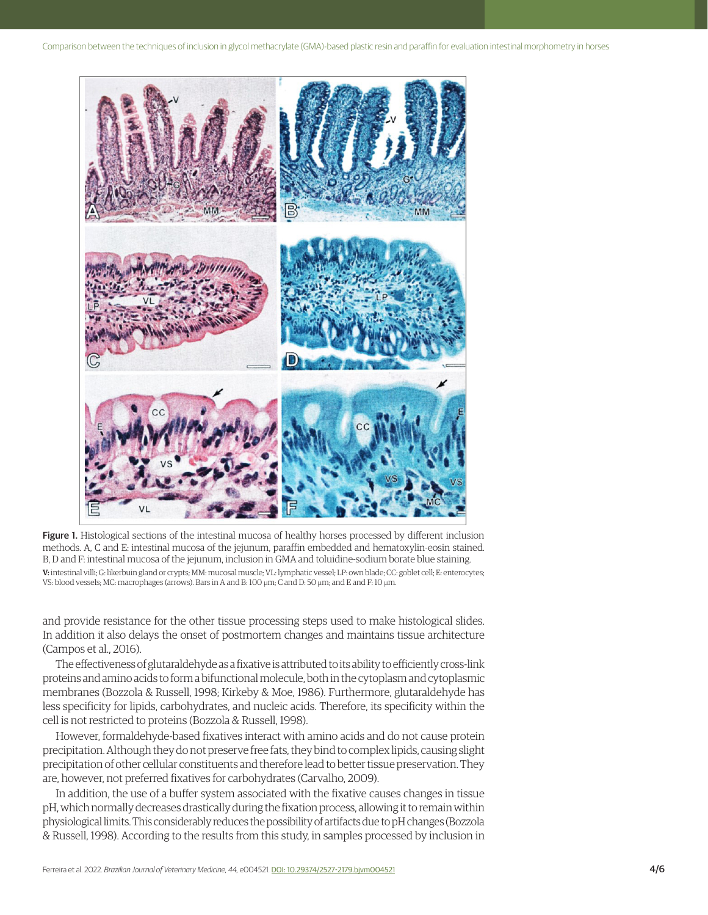**Figure 1.** Histological sections of the intestinal mucosa of healthy horses processed by different inclusion methods. A, C and E: intestinal mucosa of the jejunum, paraffin embedded and hematoxylin-eosin stained. B, D and F: intestinal mucosa of the jejunum, inclusion in GMA and toluidine-sodium borate blue staining.
**V:** intestinal villi; G: likerbuin gland or crypts; MM: mucosal muscle; VL: lymphatic vessel; LP: own blade; CC: goblet cell; E: enterocytes; VS: blood vessels; MC: macrophages (arrows). Bars in A and B: 100 µm; C and D: 50 µm; and E and F: 10 µm.

and provide resistance for the other tissue processing steps used to make histological slides. In addition it also delays the onset of postmortem changes and maintains tissue architecture (Campos et al., 2016).

The effectiveness of glutaraldehyde as a fixative is attributed to its ability to efficiently cross-link proteins and amino acids to form a bifunctional molecule, both in the cytoplasm and cytoplasmic membranes (Bozzola & Russell, 1998; Kirkeby & Moe, 1986). Furthermore, glutaraldehyde has less specificity for lipids, carbohydrates, and nucleic acids. Therefore, its specificity within the cell is not restricted to proteins (Bozzola & Russell, 1998).

However, formaldehyde-based fixatives interact with amino acids and do not cause protein precipitation. Although they do not preserve free fats, they bind to complex lipids, causing slight precipitation of other cellular constituents and therefore lead to better tissue preservation. They are, however, not preferred fixatives for carbohydrates (Carvalho, 2009).

In addition, the use of a buffer system associated with the fixative causes changes in tissue pH, which normally decreases drastically during the fixation process, allowing it to remain within physiological limits. This considerably reduces the possibility of artifacts due to pH changes (Bozzola & Russell, 1998). According to the results from this study, in samples processed by inclusion in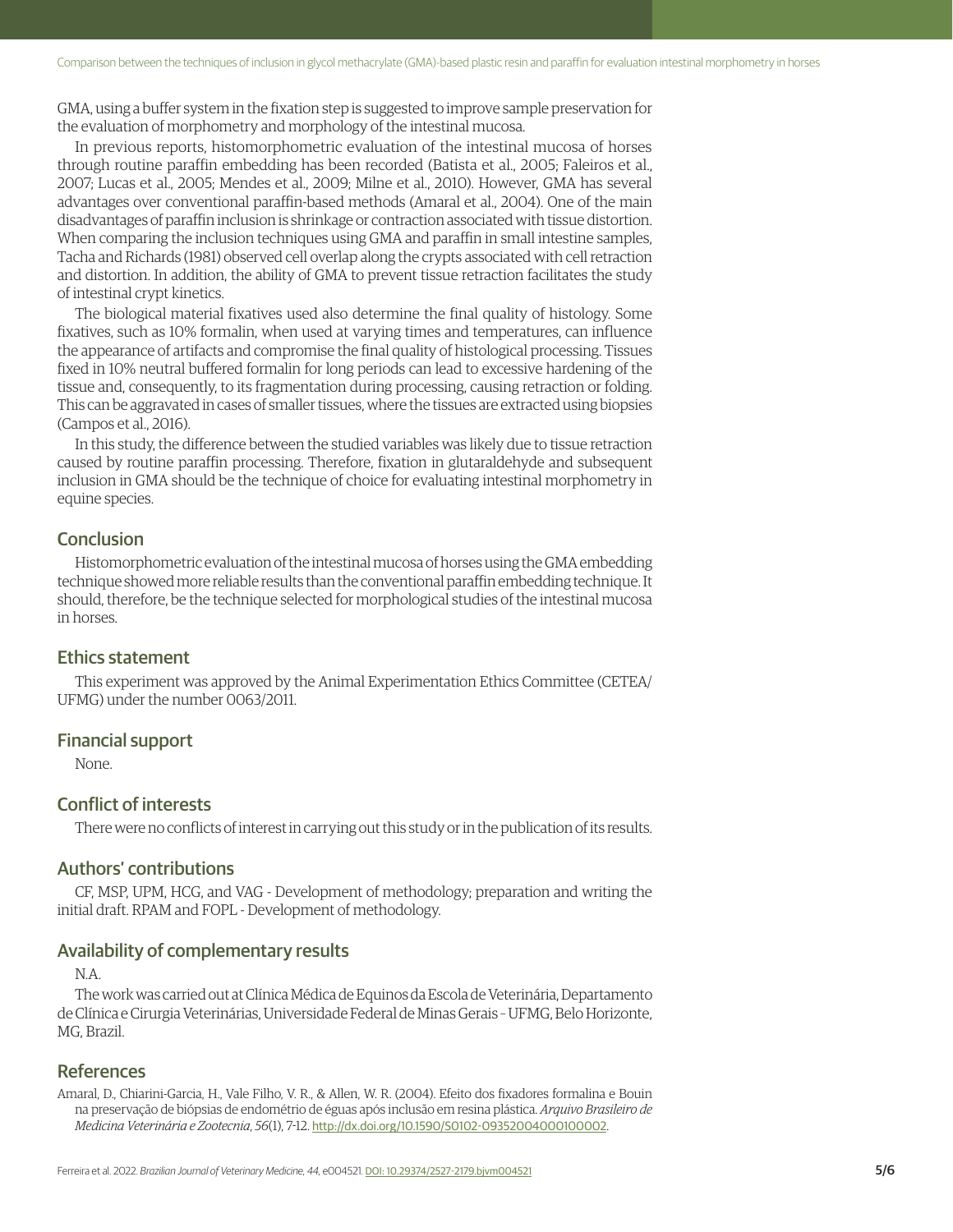GMA, using a buffer system in the fixation step is suggested to improve sample preservation for the evaluation of morphometry and morphology of the intestinal mucosa.

In previous reports, histomorphometric evaluation of the intestinal mucosa of horses through routine paraffin embedding has been recorded (Batista et al., 2005; Faleiros et al., 2007; Lucas et al., 2005; Mendes et al., 2009; Milne et al., 2010). However, GMA has several advantages over conventional paraffin-based methods (Amaral et al., 2004). One of the main disadvantages of paraffin inclusion is shrinkage or contraction associated with tissue distortion. When comparing the inclusion techniques using GMA and paraffin in small intestine samples, Tacha and Richards (1981) observed cell overlap along the crypts associated with cell retraction and distortion. In addition, the ability of GMA to prevent tissue retraction facilitates the study of intestinal crypt kinetics.

The biological material fixatives used also determine the final quality of histology. Some fixatives, such as 10% formalin, when used at varying times and temperatures, can influence the appearance of artifacts and compromise the final quality of histological processing. Tissues fixed in 10% neutral buffered formalin for long periods can lead to excessive hardening of the tissue and, consequently, to its fragmentation during processing, causing retraction or folding. This can be aggravated in cases of smaller tissues, where the tissues are extracted using biopsies (Campos et al., 2016).

In this study, the difference between the studied variables was likely due to tissue retraction caused by routine paraffin processing. Therefore, fixation in glutaraldehyde and subsequent inclusion in GMA should be the technique of choice for evaluating intestinal morphometry in equine species.

## Conclusion

Histomorphometric evaluation of the intestinal mucosa of horses using the GMA embedding technique showed more reliable results than the conventional paraffin embedding technique. It should, therefore, be the technique selected for morphological studies of the intestinal mucosa in horses.

## Ethics statement

This experiment was approved by the Animal Experimentation Ethics Committee (CETEA/UFMG) under the number 0063/2011.

## Financial support

None.

## Conflict of interests

There were no conflicts of interest in carrying out this study or in the publication of its results.

## Authors' contributions

CF, MSP, UPM, HCG, and VAG - Development of methodology; preparation and writing the initial draft. RPAM and FOPL - Development of methodology.

## Availability of complementary results

N.A.

The work was carried out at Clínica Médica de Equinos da Escola de Veterinária, Departamento de Clínica e Cirurgia Veterinárias, Universidade Federal de Minas Gerais - UFMG, Belo Horizonte, MG, Brazil.

## References

Amaral, D., Chiarini-Garcia, H., Vale Filho, V. R., & Allen, W. R. (2004). Efeito dos fixadores formalina e Bouin na preservação de biópsias de endométrio de éguas após inclusão em resina plástica. *Arquivo Brasileiro de Medicina Veterinária e Zootecnia*, *56*(1), 7-12. http://dx.doi.org/10.1590/S0102-09352004000100002.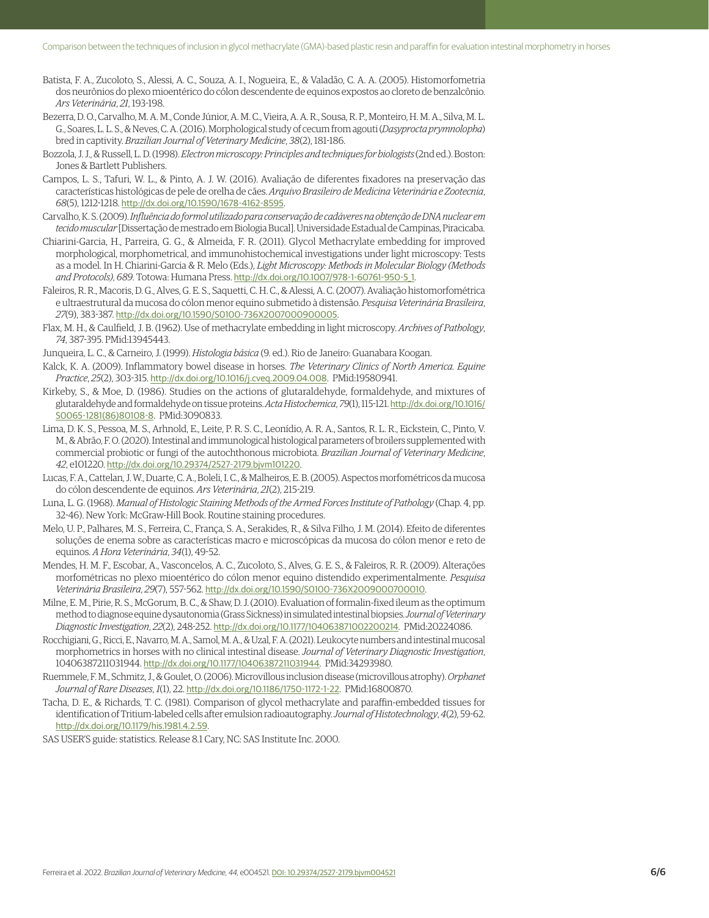Batista, F. A., Zucoloto, S., Alessi, A. C., Souza, A. I., Nogueira, E., & Valadão, C. A. A. (2005). Histomorfometria dos neurônios do plexo mioentérico do cólon descendente de equinos expostos ao cloreto de benzalcônio. *Ars Veterinária*, *21*, 193-198.

Bezerra, D. O., Carvalho, M. A. M., Conde Júnior, A. M. C., Vieira, A. A. R., Sousa, R. P., Monteiro, H. M. A., Silva, M. L. G., Soares, L. L. S., & Neves, C. A. (2016). Morphological study of cecum from agouti (*Dasyprocta prymnolopha*) bred in captivity. *Brazilian Journal of Veterinary Medicine*, *38*(2), 181-186.

Bozzola, J. J., & Russell, L. D. (1998). *Electron microscopy: Principles and techniques for biologists* (2nd ed.). Boston: Jones & Bartlett Publishers.

Campos, L. S., Tafuri, W. L., & Pinto, A. J. W. (2016). Avaliação de diferentes fixadores na preservação das características histológicas de pele de orelha de cães. *Arquivo Brasileiro de Medicina Veterinária e Zootecnia*, *68*(5), 1212-1218. http://dx.doi.org/10.1590/1678-4162-8595.

Carvalho, K. S. (2009). *Influência do formol utilizado para conservação de cadáveres na obtenção de DNA nuclear em tecido muscular* [Dissertação de mestrado em Biologia Bucal]. Universidade Estadual de Campinas, Piracicaba.

Chiarini-Garcia, H., Parreira, G. G., & Almeida, F. R. (2011). Glycol Methacrylate embedding for improved morphological, morphometrical, and immunohistochemical investigations under light microscopy: Tests as a model. In H. Chiarini-Garcia & R. Melo (Eds.), *Light Microscopy: Methods in Molecular Biology (Methods and Protocols)*, *689*. Totowa: Humana Press. http://dx.doi.org/10.1007/978-1-60761-950-5_1.

Faleiros, R. R., Macoris, D. G., Alves, G. E. S., Saquetti, C. H. C., & Alessi, A. C. (2007). Avaliação histomorfométrica e ultraestrutural da mucosa do cólon menor equino submetido à distensão. *Pesquisa Veterinária Brasileira*, *27*(9), 383-387. http://dx.doi.org/10.1590/S0100-736X2007000900005.

Flax, M. H., & Caulfield, J. B. (1962). Use of methacrylate embedding in light microscopy. *Archives of Pathology*, *74*, 387-395. PMid:13945443.

Junqueira, L. C., & Carneiro, J. (1999). *Histologia básica* (9. ed.). Rio de Janeiro: Guanabara Koogan.

Kalck, K. A. (2009). Inflammatory bowel disease in horses. *The Veterinary Clinics of North America. Equine Practice*, *25*(2), 303-315. http://dx.doi.org/10.1016/j.cveq.2009.04.008. PMid:19580941.

Kirkeby, S., & Moe, D. (1986). Studies on the actions of glutaraldehyde, formaldehyde, and mixtures of glutaraldehyde and formaldehyde on tissue proteins. *Acta Histochemica*, *79*(1), 115-121. http://dx.doi.org/10.1016/S0065-1281(86)80108-8. PMid:3090833.

Lima, D. K. S., Pessoa, M. S., Arhnold, E., Leite, P. R. S. C., Leonídio, A. R. A., Santos, R. L. R., Eickstein, C., Pinto, V. M., & Abrão, F. O. (2020). Intestinal and immunological histological parameters of broilers supplemented with commercial probiotic or fungi of the autochthonous microbiota. *Brazilian Journal of Veterinary Medicine*, *42*, e101220. http://dx.doi.org/10.29374/2527-2179.bjvm101220.

Lucas, F. A., Cattelan, J. W., Duarte, C. A., Boleli, I. C., & Malheiros, E. B. (2005). Aspectos morfométricos da mucosa do cólon descendente de equinos. *Ars Veterinária*, *21*(2), 215-219.

Luna, L. G. (1968). *Manual of Histologic Staining Methods of the Armed Forces Institute of Pathology* (Chap. 4, pp. 32-46). New York: McGraw-Hill Book. Routine staining procedures.

Melo, U. P., Palhares, M. S., Ferreira, C., França, S. A., Serakides, R., & Silva Filho, J. M. (2014). Efeito de diferentes soluções de enema sobre as características macro e microscópicas da mucosa do cólon menor e reto de equinos. *A Hora Veterinária*, *34*(1), 49-52.

Mendes, H. M. F., Escobar, A., Vasconcelos, A. C., Zucoloto, S., Alves, G. E. S., & Faleiros, R. R. (2009). Alterações morfométricas no plexo mioentérico do cólon menor equino distendido experimentalmente. *Pesquisa Veterinária Brasileira*, *29*(7), 557-562. http://dx.doi.org/10.1590/S0100-736X2009000700010.

Milne, E. M., Pirie, R. S., McGorum, B. C., & Shaw, D. J. (2010). Evaluation of formalin-fixed ileum as the optimum method to diagnose equine dysautonomia (Grass Sickness) in simulated intestinal biopsies. *Journal of Veterinary Diagnostic Investigation*, *22*(2), 248-252. http://dx.doi.org/10.1177/104063871002200214. PMid:20224086.

Rocchigiani, G., Ricci, E., Navarro, M. A., Samol, M. A., & Uzal, F. A. (2021). Leukocyte numbers and intestinal mucosal morphometrics in horses with no clinical intestinal disease. *Journal of Veterinary Diagnostic Investigation*, 10406387211031944. http://dx.doi.org/10.1177/10406387211031944. PMid:34293980.

Ruemmele, F. M., Schmitz, J., & Goulet, O. (2006). Microvillous inclusion disease (microvillous atrophy). *Orphanet Journal of Rare Diseases*, *1*(1), 22. http://dx.doi.org/10.1186/1750-1172-1-22. PMid:16800870.

Tacha, D. E., & Richards, T. C. (1981). Comparison of glycol methacrylate and paraffin-embedded tissues for identification of Tritium-labeled cells after emulsion radioautography. *Journal of Histotechnology*, *4*(2), 59-62. http://dx.doi.org/10.1179/his.1981.4.2.59.

SAS USER'S guide: statistics. Release 8.1 Cary, NC: SAS Institute Inc. 2000.